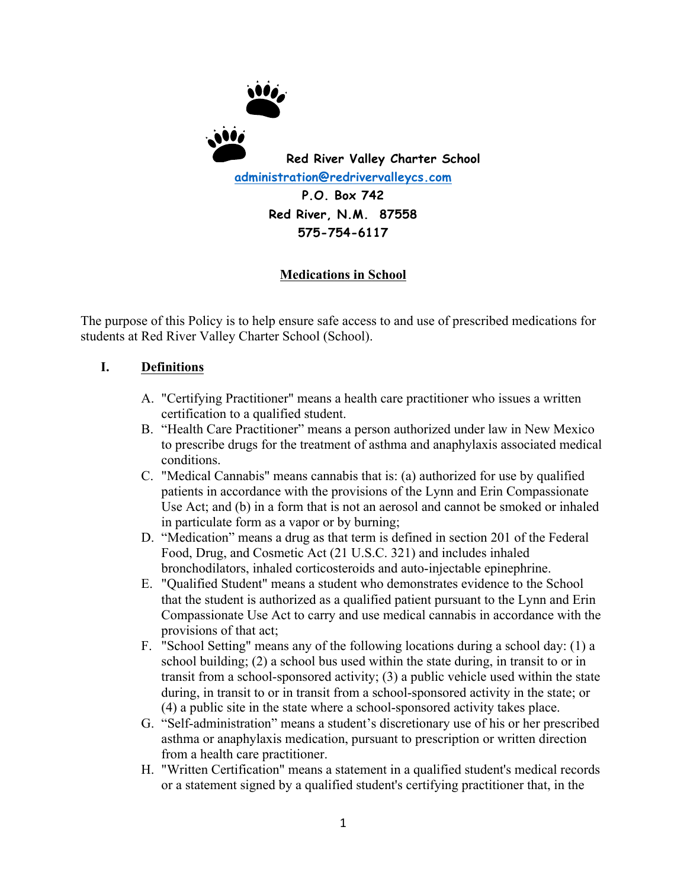**Red River Valley Charter School**

administration@redrivervalleycs.com

**P.O. Box 742**

**Red River, N.M. 87558**

**575-754-6117**

# Medications in School

The purpose of this Policy is to help ensure safe access to and use of prescribed medications for students at Red River Valley Charter School (School).

## I. Definitions

A. "Certifying Practitioner" means a health care practitioner who issues a written certification to a qualified student.

B. "Health Care Practitioner" means a person authorized under law in New Mexico to prescribe drugs for the treatment of asthma and anaphylaxis associated medical conditions.

C. "Medical Cannabis" means cannabis that is: (a) authorized for use by qualified patients in accordance with the provisions of the Lynn and Erin Compassionate Use Act; and (b) in a form that is not an aerosol and cannot be smoked or inhaled in particulate form as a vapor or by burning;

D. "Medication" means a drug as that term is defined in section 201 of the Federal Food, Drug, and Cosmetic Act (21 U.S.C. 321) and includes inhaled bronchodilators, inhaled corticosteroids and auto-injectable epinephrine.

E. "Qualified Student" means a student who demonstrates evidence to the School that the student is authorized as a qualified patient pursuant to the Lynn and Erin Compassionate Use Act to carry and use medical cannabis in accordance with the provisions of that act;

F. "School Setting" means any of the following locations during a school day: (1) a school building; (2) a school bus used within the state during, in transit to or in transit from a school-sponsored activity; (3) a public vehicle used within the state during, in transit to or in transit from a school-sponsored activity in the state; or (4) a public site in the state where a school-sponsored activity takes place.

G. "Self-administration" means a student's discretionary use of his or her prescribed asthma or anaphylaxis medication, pursuant to prescription or written direction from a health care practitioner.

H. "Written Certification" means a statement in a qualified student's medical records or a statement signed by a qualified student's certifying practitioner that, in the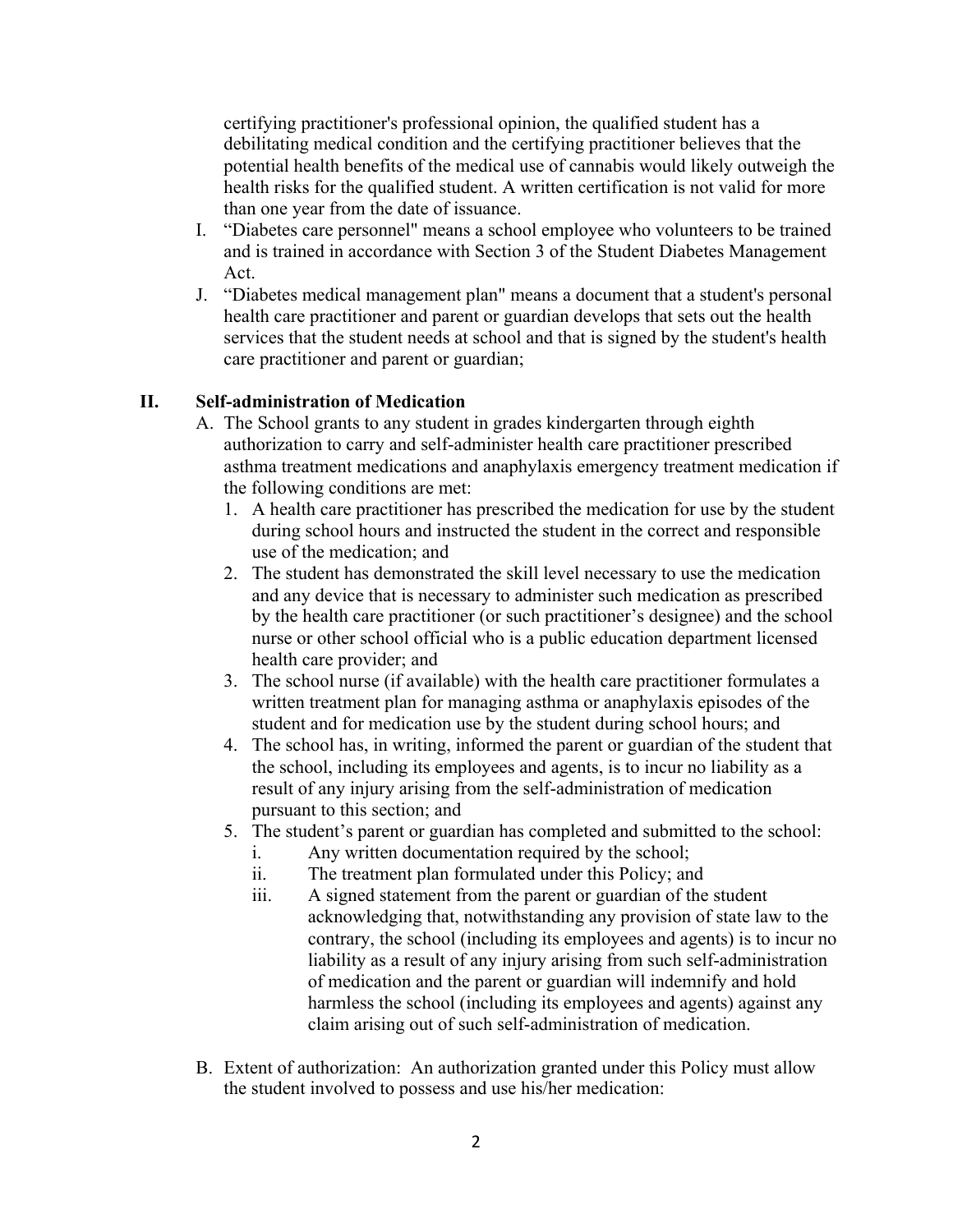certifying practitioner's professional opinion, the qualified student has a debilitating medical condition and the certifying practitioner believes that the potential health benefits of the medical use of cannabis would likely outweigh the health risks for the qualified student. A written certification is not valid for more than one year from the date of issuance.

I. "Diabetes care personnel" means a school employee who volunteers to be trained and is trained in accordance with Section 3 of the Student Diabetes Management Act.
J. "Diabetes medical management plan" means a document that a student's personal health care practitioner and parent or guardian develops that sets out the health services that the student needs at school and that is signed by the student's health care practitioner and parent or guardian;

## II. Self-administration of Medication

A. The School grants to any student in grades kindergarten through eighth authorization to carry and self-administer health care practitioner prescribed asthma treatment medications and anaphylaxis emergency treatment medication if the following conditions are met:
   1. A health care practitioner has prescribed the medication for use by the student during school hours and instructed the student in the correct and responsible use of the medication; and
   2. The student has demonstrated the skill level necessary to use the medication and any device that is necessary to administer such medication as prescribed by the health care practitioner (or such practitioner's designee) and the school nurse or other school official who is a public education department licensed health care provider; and
   3. The school nurse (if available) with the health care practitioner formulates a written treatment plan for managing asthma or anaphylaxis episodes of the student and for medication use by the student during school hours; and
   4. The school has, in writing, informed the parent or guardian of the student that the school, including its employees and agents, is to incur no liability as a result of any injury arising from the self-administration of medication pursuant to this section; and
   5. The student's parent or guardian has completed and submitted to the school:
      i. Any written documentation required by the school;
      ii. The treatment plan formulated under this Policy; and
      iii. A signed statement from the parent or guardian of the student acknowledging that, notwithstanding any provision of state law to the contrary, the school (including its employees and agents) is to incur no liability as a result of any injury arising from such self-administration of medication and the parent or guardian will indemnify and hold harmless the school (including its employees and agents) against any claim arising out of such self-administration of medication.

B. Extent of authorization: An authorization granted under this Policy must allow the student involved to possess and use his/her medication: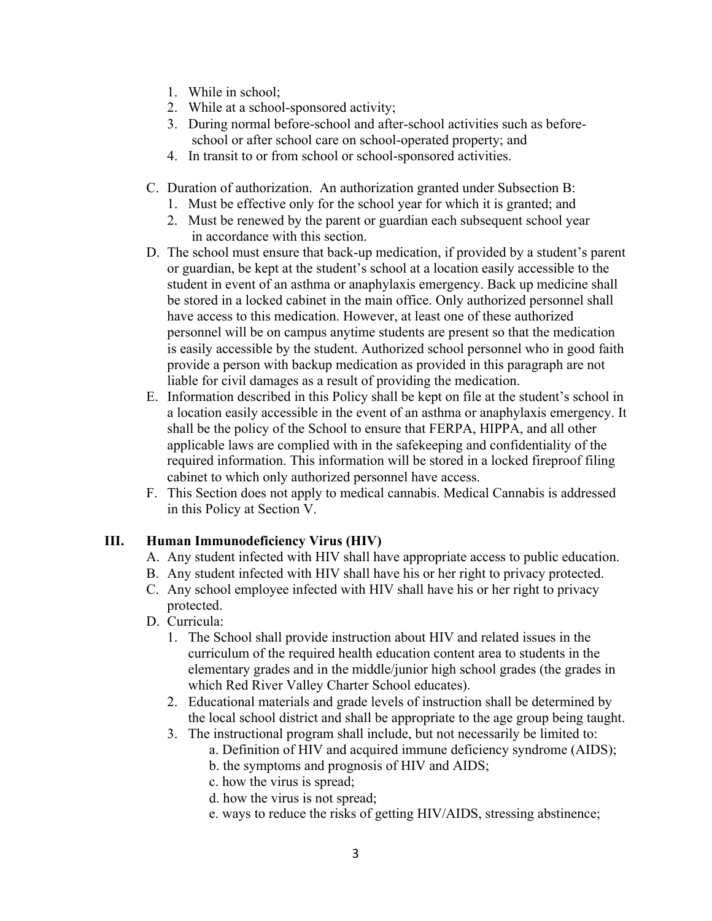1. While in school;
2. While at a school-sponsored activity;
3. During normal before-school and after-school activities such as before-school or after school care on school-operated property; and
4. In transit to or from school or school-sponsored activities.

C. Duration of authorization. An authorization granted under Subsection B:
   1. Must be effective only for the school year for which it is granted; and
   2. Must be renewed by the parent or guardian each subsequent school year in accordance with this section.

D. The school must ensure that back-up medication, if provided by a student's parent or guardian, be kept at the student's school at a location easily accessible to the student in event of an asthma or anaphylaxis emergency. Back up medicine shall be stored in a locked cabinet in the main office. Only authorized personnel shall have access to this medication. However, at least one of these authorized personnel will be on campus anytime students are present so that the medication is easily accessible by the student. Authorized school personnel who in good faith provide a person with backup medication as provided in this paragraph are not liable for civil damages as a result of providing the medication.

E. Information described in this Policy shall be kept on file at the student's school in a location easily accessible in the event of an asthma or anaphylaxis emergency. It shall be the policy of the School to ensure that FERPA, HIPPA, and all other applicable laws are complied with in the safekeeping and confidentiality of the required information. This information will be stored in a locked fireproof filing cabinet to which only authorized personnel have access.

F. This Section does not apply to medical cannabis. Medical Cannabis is addressed in this Policy at Section V.

## III. Human Immunodeficiency Virus (HIV)

A. Any student infected with HIV shall have appropriate access to public education.

B. Any student infected with HIV shall have his or her right to privacy protected.

C. Any school employee infected with HIV shall have his or her right to privacy protected.

D. Curricula:
   1. The School shall provide instruction about HIV and related issues in the curriculum of the required health education content area to students in the elementary grades and in the middle/junior high school grades (the grades in which Red River Valley Charter School educates).
   2. Educational materials and grade levels of instruction shall be determined by the local school district and shall be appropriate to the age group being taught.
   3. The instructional program shall include, but not necessarily be limited to:
      a. Definition of HIV and acquired immune deficiency syndrome (AIDS);
      b. the symptoms and prognosis of HIV and AIDS;
      c. how the virus is spread;
      d. how the virus is not spread;
      e. ways to reduce the risks of getting HIV/AIDS, stressing abstinence;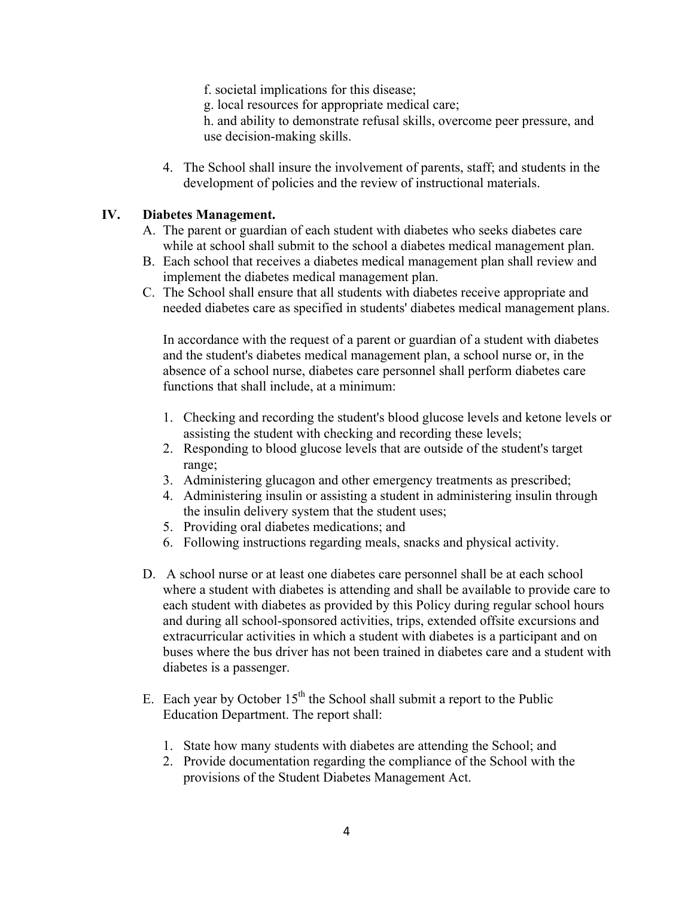f. societal implications for this disease;

g. local resources for appropriate medical care;

h. and ability to demonstrate refusal skills, overcome peer pressure, and use decision-making skills.

4. The School shall insure the involvement of parents, staff; and students in the development of policies and the review of instructional materials.

## IV. Diabetes Management.

A. The parent or guardian of each student with diabetes who seeks diabetes care while at school shall submit to the school a diabetes medical management plan.

B. Each school that receives a diabetes medical management plan shall review and implement the diabetes medical management plan.

C. The School shall ensure that all students with diabetes receive appropriate and needed diabetes care as specified in students' diabetes medical management plans.

In accordance with the request of a parent or guardian of a student with diabetes and the student's diabetes medical management plan, a school nurse or, in the absence of a school nurse, diabetes care personnel shall perform diabetes care functions that shall include, at a minimum:

1. Checking and recording the student's blood glucose levels and ketone levels or assisting the student with checking and recording these levels;
2. Responding to blood glucose levels that are outside of the student's target range;
3. Administering glucagon and other emergency treatments as prescribed;
4. Administering insulin or assisting a student in administering insulin through the insulin delivery system that the student uses;
5. Providing oral diabetes medications; and
6. Following instructions regarding meals, snacks and physical activity.

D. A school nurse or at least one diabetes care personnel shall be at each school where a student with diabetes is attending and shall be available to provide care to each student with diabetes as provided by this Policy during regular school hours and during all school-sponsored activities, trips, extended offsite excursions and extracurricular activities in which a student with diabetes is a participant and on buses where the bus driver has not been trained in diabetes care and a student with diabetes is a passenger.

E. Each year by October 15th the School shall submit a report to the Public Education Department. The report shall:

1. State how many students with diabetes are attending the School; and
2. Provide documentation regarding the compliance of the School with the provisions of the Student Diabetes Management Act.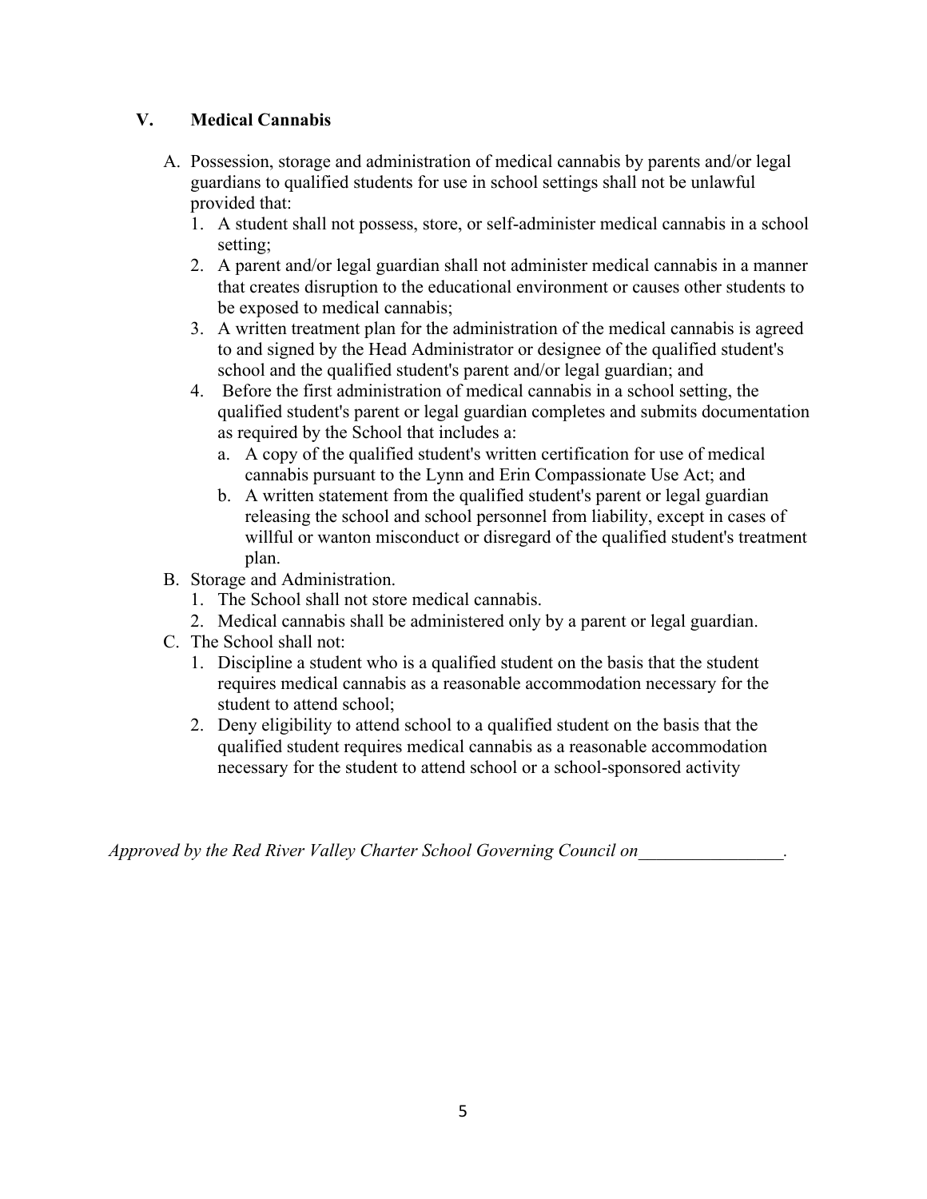## V. Medical Cannabis

A. Possession, storage and administration of medical cannabis by parents and/or legal guardians to qualified students for use in school settings shall not be unlawful provided that:
   1. A student shall not possess, store, or self-administer medical cannabis in a school setting;
   2. A parent and/or legal guardian shall not administer medical cannabis in a manner that creates disruption to the educational environment or causes other students to be exposed to medical cannabis;
   3. A written treatment plan for the administration of the medical cannabis is agreed to and signed by the Head Administrator or designee of the qualified student's school and the qualified student's parent and/or legal guardian; and
   4. Before the first administration of medical cannabis in a school setting, the qualified student's parent or legal guardian completes and submits documentation as required by the School that includes a:
      a. A copy of the qualified student's written certification for use of medical cannabis pursuant to the Lynn and Erin Compassionate Use Act; and
      b. A written statement from the qualified student's parent or legal guardian releasing the school and school personnel from liability, except in cases of willful or wanton misconduct or disregard of the qualified student's treatment plan.

B. Storage and Administration.
   1. The School shall not store medical cannabis.
   2. Medical cannabis shall be administered only by a parent or legal guardian.

C. The School shall not:
   1. Discipline a student who is a qualified student on the basis that the student requires medical cannabis as a reasonable accommodation necessary for the student to attend school;
   2. Deny eligibility to attend school to a qualified student on the basis that the qualified student requires medical cannabis as a reasonable accommodation necessary for the student to attend school or a school-sponsored activity

*Approved by the Red River Valley Charter School Governing Council on*________________.